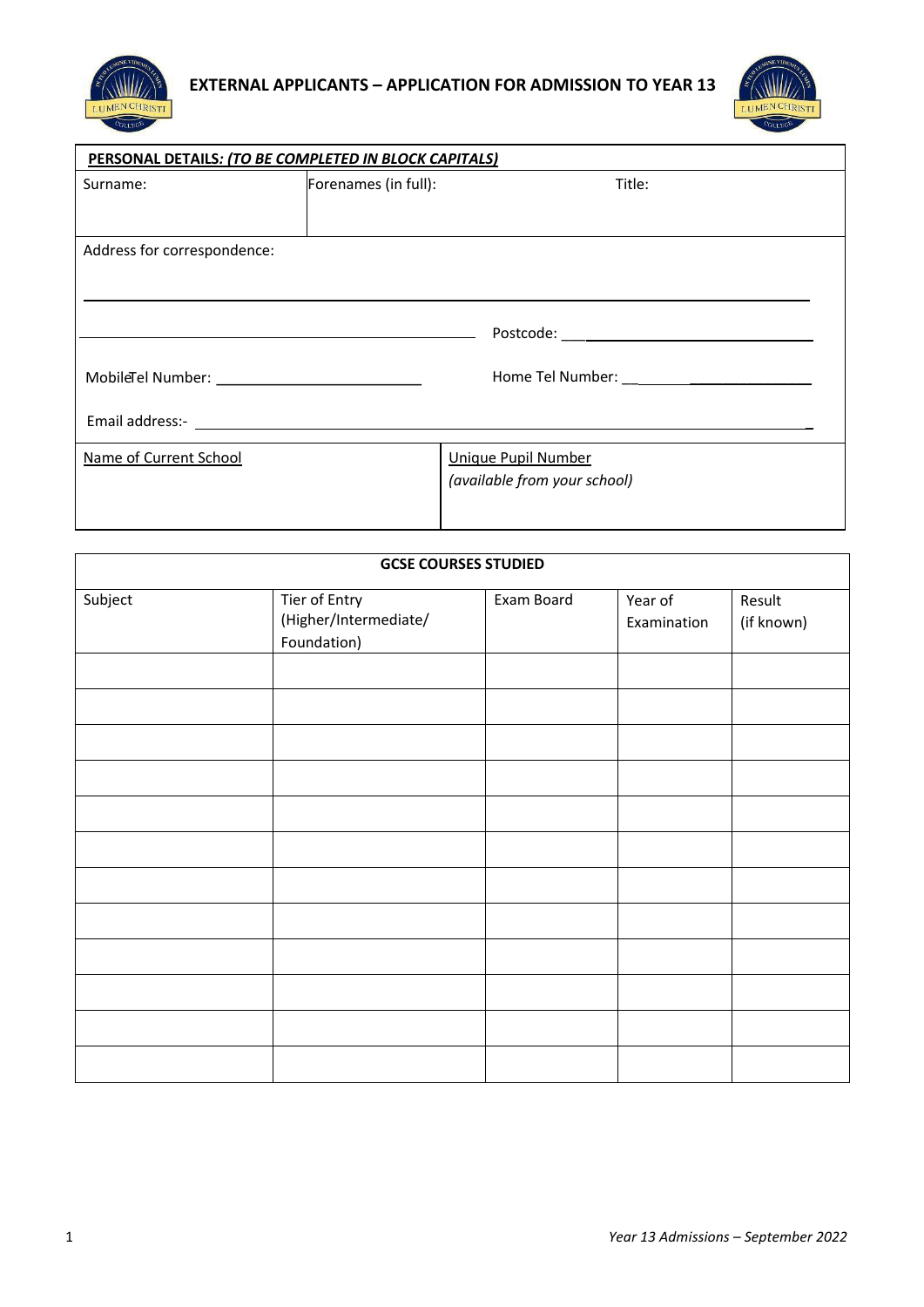# EXTERNAL APPLICANTS – APPLICATION FOR ADMISSION TO YEAR 13

**PERSONAL DETAILS: *(TO BE COMPLETED IN BLOCK CAPITALS)***

| Surname: | Forenames (in full): | Title: |
|---|---|---|
| | | |

Address for correspondence:

______________________________________________________________________

______________________________________ Postcode: ______________________

MobileTel Number: ______________________ Home Tel Number: ______________________

Email address:- ______________________________________________________________

| Name of Current School | Unique Pupil Number *(available from your school)* |
|---|---|
| | |

**GCSE COURSES STUDIED**

| Subject | Tier of Entry (Higher/Intermediate/ Foundation) | Exam Board | Year of Examination | Result (if known) |
|---|---|---|---|---|
| | | | | |
| | | | | |
| | | | | |
| | | | | |
| | | | | |
| | | | | |
| | | | | |
| | | | | |
| | | | | |
| | | | | |
| | | | | |
| | | | | |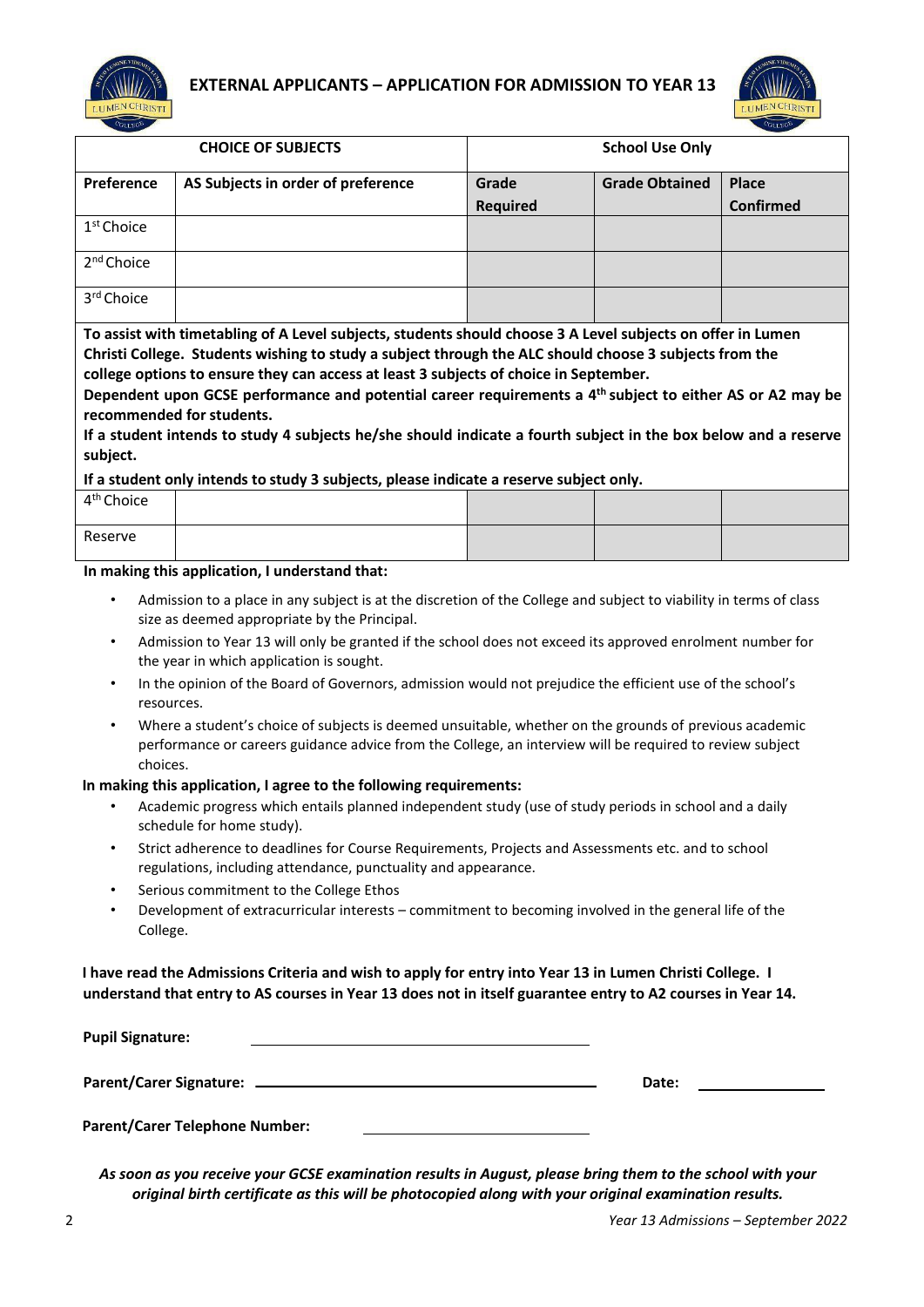# EXTERNAL APPLICANTS – APPLICATION FOR ADMISSION TO YEAR 13

| CHOICE OF SUBJECTS | | School Use Only | | |
|---|---|---|---|---|
| Preference | AS Subjects in order of preference | Grade Required | Grade Obtained | Place Confirmed |
| 1st Choice | | | | |
| 2nd Choice | | | | |
| 3rd Choice | | | | |

**To assist with timetabling of A Level subjects, students should choose 3 A Level subjects on offer in Lumen Christi College. Students wishing to study a subject through the ALC should choose 3 subjects from the college options to ensure they can access at least 3 subjects of choice in September.**

**Dependent upon GCSE performance and potential career requirements a 4th subject to either AS or A2 may be recommended for students.**

**If a student intends to study 4 subjects he/she should indicate a fourth subject in the box below and a reserve subject.**

**If a student only intends to study 3 subjects, please indicate a reserve subject only.**

| | | | | |
|---|---|---|---|---|
| 4th Choice | | | | |
| Reserve | | | | |

**In making this application, I understand that:**

- Admission to a place in any subject is at the discretion of the College and subject to viability in terms of class size as deemed appropriate by the Principal.
- Admission to Year 13 will only be granted if the school does not exceed its approved enrolment number for the year in which application is sought.
- In the opinion of the Board of Governors, admission would not prejudice the efficient use of the school's resources.
- Where a student's choice of subjects is deemed unsuitable, whether on the grounds of previous academic performance or careers guidance advice from the College, an interview will be required to review subject choices.

**In making this application, I agree to the following requirements:**

- Academic progress which entails planned independent study (use of study periods in school and a daily schedule for home study).
- Strict adherence to deadlines for Course Requirements, Projects and Assessments etc. and to school regulations, including attendance, punctuality and appearance.
- Serious commitment to the College Ethos
- Development of extracurricular interests – commitment to becoming involved in the general life of the College.

**I have read the Admissions Criteria and wish to apply for entry into Year 13 in Lumen Christi College. I understand that entry to AS courses in Year 13 does not in itself guarantee entry to A2 courses in Year 14.**

**Pupil Signature:** ______________________

**Parent/Carer Signature:** ______________________ **Date:** ____________

**Parent/Carer Telephone Number:** ______________________

***As soon as you receive your GCSE examination results in August, please bring them to the school with your original birth certificate as this will be photocopied along with your original examination results.***